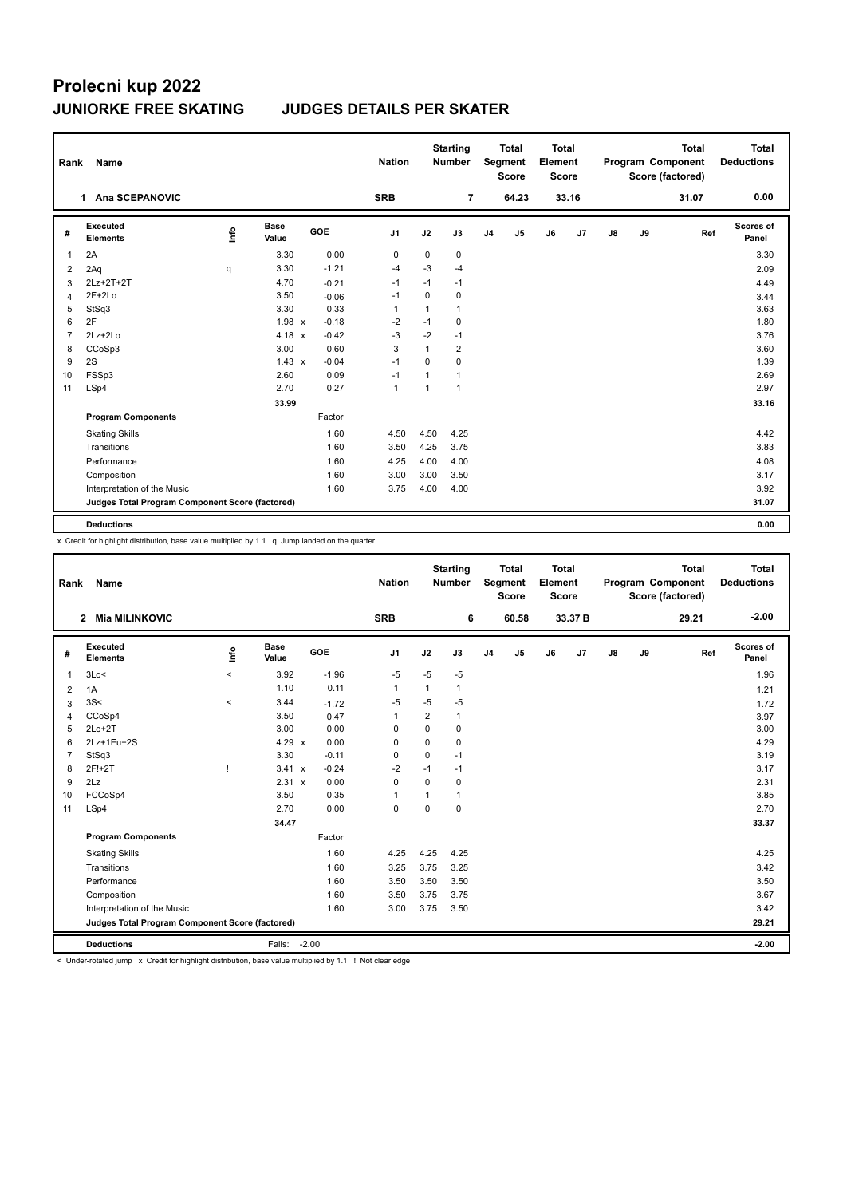# Prolecni kup 2022

## JUNIORKE FREE SKATING JUDGES DETAILS PER SKATER

| Rank | Name | Nation | Starting Number | Total Segment Score | Total Element Score | Total Program Component Score (factored) | Total Deductions |
|---|---|---|---|---|---|---|---|
| 1 | Ana SCEPANOVIC | SRB | 7 | 64.23 | 33.16 | 31.07 | 0.00 |

| # | Executed Elements | Info | Base Value | | GOE | J1 | J2 | J3 | J4 | J5 | J6 | J7 | J8 | J9 | Ref | Scores of Panel |
|---|---|---|---|---|---|---|---|---|---|---|---|---|---|---|---|---|
| 1 | 2A | | 3.30 | | 0.00 | 0 | 0 | 0 | | | | | | | | 3.30 |
| 2 | 2Aq | q | 3.30 | | -1.21 | -4 | -3 | -4 | | | | | | | | 2.09 |
| 3 | 2Lz+2T+2T | | 4.70 | | -0.21 | -1 | -1 | -1 | | | | | | | | 4.49 |
| 4 | 2F+2Lo | | 3.50 | | -0.06 | -1 | 0 | 0 | | | | | | | | 3.44 |
| 5 | StSq3 | | 3.30 | | 0.33 | 1 | 1 | 1 | | | | | | | | 3.63 |
| 6 | 2F | | 1.98 | x | -0.18 | -2 | -1 | 0 | | | | | | | | 1.80 |
| 7 | 2Lz+2Lo | | 4.18 | x | -0.42 | -3 | -2 | -1 | | | | | | | | 3.76 |
| 8 | CCoSp3 | | 3.00 | | 0.60 | 3 | 1 | 2 | | | | | | | | 3.60 |
| 9 | 2S | | 1.43 | x | -0.04 | -1 | 0 | 0 | | | | | | | | 1.39 |
| 10 | FSSp3 | | 2.60 | | 0.09 | -1 | 1 | 1 | | | | | | | | 2.69 |
| 11 | LSp4 | | 2.70 | | 0.27 | 1 | 1 | 1 | | | | | | | | 2.97 |
| | | | 33.99 | | | | | | | | | | | | | 33.16 |
| | **Program Components** | | | | Factor | | | | | | | | | | | |
| | Skating Skills | | | | 1.60 | 4.50 | 4.50 | 4.25 | | | | | | | | 4.42 |
| | Transitions | | | | 1.60 | 3.50 | 4.25 | 3.75 | | | | | | | | 3.83 |
| | Performance | | | | 1.60 | 4.25 | 4.00 | 4.00 | | | | | | | | 4.08 |
| | Composition | | | | 1.60 | 3.00 | 3.00 | 3.50 | | | | | | | | 3.17 |
| | Interpretation of the Music | | | | 1.60 | 3.75 | 4.00 | 4.00 | | | | | | | | 3.92 |
| | **Judges Total Program Component Score (factored)** | | | | | | | | | | | | | | | 31.07 |
| | **Deductions** | | | | | | | | | | | | | | | 0.00 |

x Credit for highlight distribution, base value multiplied by 1.1 q Jump landed on the quarter

| Rank | Name | Nation | Starting Number | Total Segment Score | Total Element Score | Total Program Component Score (factored) | Total Deductions |
|---|---|---|---|---|---|---|---|
| 2 | Mia MILINKOVIC | SRB | 6 | 60.58 | 33.37 B | 29.21 | -2.00 |

| # | Executed Elements | Info | Base Value | | GOE | J1 | J2 | J3 | J4 | J5 | J6 | J7 | J8 | J9 | Ref | Scores of Panel |
|---|---|---|---|---|---|---|---|---|---|---|---|---|---|---|---|---|
| 1 | 3Lo< | < | 3.92 | | -1.96 | -5 | -5 | -5 | | | | | | | | 1.96 |
| 2 | 1A | | 1.10 | | 0.11 | 1 | 1 | 1 | | | | | | | | 1.21 |
| 3 | 3S< | < | 3.44 | | -1.72 | -5 | -5 | -5 | | | | | | | | 1.72 |
| 4 | CCoSp4 | | 3.50 | | 0.47 | 1 | 2 | 1 | | | | | | | | 3.97 |
| 5 | 2Lo+2T | | 3.00 | | 0.00 | 0 | 0 | 0 | | | | | | | | 3.00 |
| 6 | 2Lz+1Eu+2S | | 4.29 | x | 0.00 | 0 | 0 | 0 | | | | | | | | 4.29 |
| 7 | StSq3 | | 3.30 | | -0.11 | 0 | 0 | -1 | | | | | | | | 3.19 |
| 8 | 2F!+2T | ! | 3.41 | x | -0.24 | -2 | -1 | -1 | | | | | | | | 3.17 |
| 9 | 2Lz | | 2.31 | x | 0.00 | 0 | 0 | 0 | | | | | | | | 2.31 |
| 10 | FCCoSp4 | | 3.50 | | 0.35 | 1 | 1 | 1 | | | | | | | | 3.85 |
| 11 | LSp4 | | 2.70 | | 0.00 | 0 | 0 | 0 | | | | | | | | 2.70 |
| | | | 34.47 | | | | | | | | | | | | | 33.37 |
| | **Program Components** | | | | Factor | | | | | | | | | | | |
| | Skating Skills | | | | 1.60 | 4.25 | 4.25 | 4.25 | | | | | | | | 4.25 |
| | Transitions | | | | 1.60 | 3.25 | 3.75 | 3.25 | | | | | | | | 3.42 |
| | Performance | | | | 1.60 | 3.50 | 3.50 | 3.50 | | | | | | | | 3.50 |
| | Composition | | | | 1.60 | 3.50 | 3.75 | 3.75 | | | | | | | | 3.67 |
| | Interpretation of the Music | | | | 1.60 | 3.00 | 3.75 | 3.50 | | | | | | | | 3.42 |
| | **Judges Total Program Component Score (factored)** | | | | | | | | | | | | | | | 29.21 |
| | **Deductions** | | Falls: | | -2.00 | | | | | | | | | | | -2.00 |

< Under-rotated jump x Credit for highlight distribution, base value multiplied by 1.1 ! Not clear edge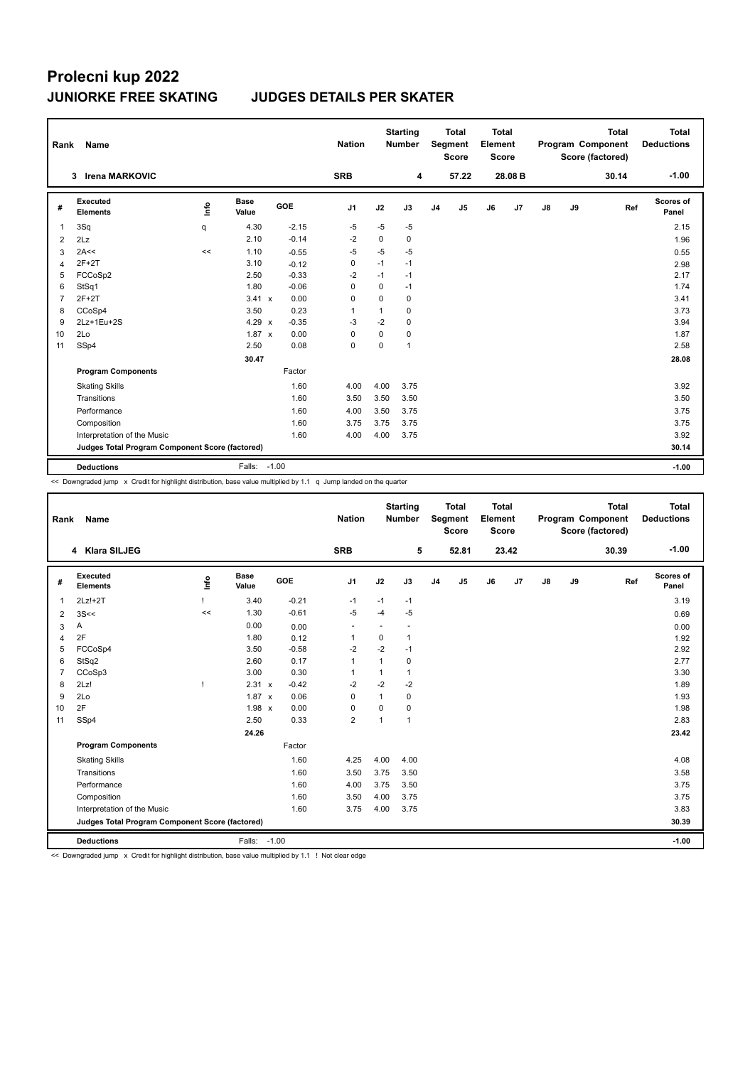# Prolecni kup 2022

## JUNIORKE FREE SKATING JUDGES DETAILS PER SKATER

| Rank | Name | Nation | Starting Number | Total Segment Score | Total Element Score | Total Program Component Score (factored) | Total Deductions |
|---|---|---|---|---|---|---|---|
| 3 | Irena MARKOVIC | SRB | 4 | 57.22 | 28.08 B | 30.14 | -1.00 |

| # | Executed Elements | Info | Base Value | | GOE | J1 | J2 | J3 | J4 | J5 | J6 | J7 | J8 | J9 | Ref | Scores of Panel |
|---|---|---|---|---|---|---|---|---|---|---|---|---|---|---|---|---|
| 1 | 3Sq | q | 4.30 | | -2.15 | -5 | -5 | -5 | | | | | | | | 2.15 |
| 2 | 2Lz | | 2.10 | | -0.14 | -2 | 0 | 0 | | | | | | | | 1.96 |
| 3 | 2A<< | << | 1.10 | | -0.55 | -5 | -5 | -5 | | | | | | | | 0.55 |
| 4 | 2F+2T | | 3.10 | | -0.12 | 0 | -1 | -1 | | | | | | | | 2.98 |
| 5 | FCCoSp2 | | 2.50 | | -0.33 | -2 | -1 | -1 | | | | | | | | 2.17 |
| 6 | StSq1 | | 1.80 | | -0.06 | 0 | 0 | -1 | | | | | | | | 1.74 |
| 7 | 2F+2T | | 3.41 | x | 0.00 | 0 | 0 | 0 | | | | | | | | 3.41 |
| 8 | CCoSp4 | | 3.50 | | 0.23 | 1 | 1 | 0 | | | | | | | | 3.73 |
| 9 | 2Lz+1Eu+2S | | 4.29 | x | -0.35 | -3 | -2 | 0 | | | | | | | | 3.94 |
| 10 | 2Lo | | 1.87 | x | 0.00 | 0 | 0 | 0 | | | | | | | | 1.87 |
| 11 | SSp4 | | 2.50 | | 0.08 | 0 | 0 | 1 | | | | | | | | 2.58 |
| | | | 30.47 | | | | | | | | | | | | | 28.08 |
| | **Program Components** | | | | Factor | | | | | | | | | | | |
| | Skating Skills | | | | 1.60 | 4.00 | 4.00 | 3.75 | | | | | | | | 3.92 |
| | Transitions | | | | 1.60 | 3.50 | 3.50 | 3.50 | | | | | | | | 3.50 |
| | Performance | | | | 1.60 | 4.00 | 3.50 | 3.75 | | | | | | | | 3.75 |
| | Composition | | | | 1.60 | 3.75 | 3.75 | 3.75 | | | | | | | | 3.75 |
| | Interpretation of the Music | | | | 1.60 | 4.00 | 4.00 | 3.75 | | | | | | | | 3.92 |
| | **Judges Total Program Component Score (factored)** | | | | | | | | | | | | | | | 30.14 |
| | **Deductions** | | Falls: | | -1.00 | | | | | | | | | | | -1.00 |

<< Downgraded jump x Credit for highlight distribution, base value multiplied by 1.1 q Jump landed on the quarter

| Rank | Name | Nation | Starting Number | Total Segment Score | Total Element Score | Total Program Component Score (factored) | Total Deductions |
|---|---|---|---|---|---|---|---|
| 4 | Klara SILJEG | SRB | 5 | 52.81 | 23.42 | 30.39 | -1.00 |

| # | Executed Elements | Info | Base Value | | GOE | J1 | J2 | J3 | J4 | J5 | J6 | J7 | J8 | J9 | Ref | Scores of Panel |
|---|---|---|---|---|---|---|---|---|---|---|---|---|---|---|---|---|
| 1 | 2Lz!+2T | ! | 3.40 | | -0.21 | -1 | -1 | -1 | | | | | | | | 3.19 |
| 2 | 3S<< | << | 1.30 | | -0.61 | -5 | -4 | -5 | | | | | | | | 0.69 |
| 3 | A | | 0.00 | | 0.00 | - | - | - | | | | | | | | 0.00 |
| 4 | 2F | | 1.80 | | 0.12 | 1 | 0 | 1 | | | | | | | | 1.92 |
| 5 | FCCoSp4 | | 3.50 | | -0.58 | -2 | -2 | -1 | | | | | | | | 2.92 |
| 6 | StSq2 | | 2.60 | | 0.17 | 1 | 1 | 0 | | | | | | | | 2.77 |
| 7 | CCoSp3 | | 3.00 | | 0.30 | 1 | 1 | 1 | | | | | | | | 3.30 |
| 8 | 2Lz! | ! | 2.31 | x | -0.42 | -2 | -2 | -2 | | | | | | | | 1.89 |
| 9 | 2Lo | | 1.87 | x | 0.06 | 0 | 1 | 0 | | | | | | | | 1.93 |
| 10 | 2F | | 1.98 | x | 0.00 | 0 | 0 | 0 | | | | | | | | 1.98 |
| 11 | SSp4 | | 2.50 | | 0.33 | 2 | 1 | 1 | | | | | | | | 2.83 |
| | | | 24.26 | | | | | | | | | | | | | 23.42 |
| | **Program Components** | | | | Factor | | | | | | | | | | | |
| | Skating Skills | | | | 1.60 | 4.25 | 4.00 | 4.00 | | | | | | | | 4.08 |
| | Transitions | | | | 1.60 | 3.50 | 3.75 | 3.50 | | | | | | | | 3.58 |
| | Performance | | | | 1.60 | 4.00 | 3.75 | 3.50 | | | | | | | | 3.75 |
| | Composition | | | | 1.60 | 3.50 | 4.00 | 3.75 | | | | | | | | 3.75 |
| | Interpretation of the Music | | | | 1.60 | 3.75 | 4.00 | 3.75 | | | | | | | | 3.83 |
| | **Judges Total Program Component Score (factored)** | | | | | | | | | | | | | | | 30.39 |
| | **Deductions** | | Falls: | | -1.00 | | | | | | | | | | | -1.00 |

<< Downgraded jump x Credit for highlight distribution, base value multiplied by 1.1 ! Not clear edge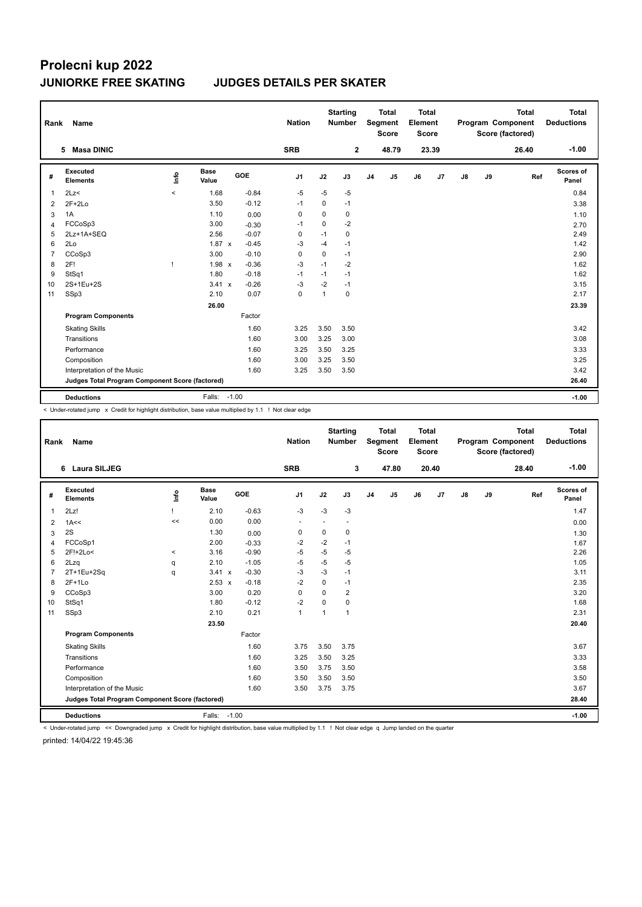# Prolecni kup 2022

## JUNIORKE FREE SKATING JUDGES DETAILS PER SKATER

| Rank | Name | Nation | Starting Number | Total Segment Score | Total Element Score | Total Program Component Score (factored) | Total Deductions |
|---|---|---|---|---|---|---|---|
| 5 | Masa DINIC | SRB | 2 | 48.79 | 23.39 | 26.40 | -1.00 |

| # | Executed Elements | Info | Base Value | | GOE | J1 | J2 | J3 | J4 | J5 | J6 | J7 | J8 | J9 | Ref | Scores of Panel |
|---|---|---|---|---|---|---|---|---|---|---|---|---|---|---|---|---|
| 1 | 2Lz< | < | 1.68 | | -0.84 | -5 | -5 | -5 | | | | | | | | 0.84 |
| 2 | 2F+2Lo | | 3.50 | | -0.12 | -1 | 0 | -1 | | | | | | | | 3.38 |
| 3 | 1A | | 1.10 | | 0.00 | 0 | 0 | 0 | | | | | | | | 1.10 |
| 4 | FCCoSp3 | | 3.00 | | -0.30 | -1 | 0 | -2 | | | | | | | | 2.70 |
| 5 | 2Lz+1A+SEQ | | 2.56 | | -0.07 | 0 | -1 | 0 | | | | | | | | 2.49 |
| 6 | 2Lo | | 1.87 | x | -0.45 | -3 | -4 | -1 | | | | | | | | 1.42 |
| 7 | CCoSp3 | | 3.00 | | -0.10 | 0 | 0 | -1 | | | | | | | | 2.90 |
| 8 | 2F! | ! | 1.98 | x | -0.36 | -3 | -1 | -2 | | | | | | | | 1.62 |
| 9 | StSq1 | | 1.80 | | -0.18 | -1 | -1 | -1 | | | | | | | | 1.62 |
| 10 | 2S+1Eu+2S | | 3.41 | x | -0.26 | -3 | -2 | -1 | | | | | | | | 3.15 |
| 11 | SSp3 | | 2.10 | | 0.07 | 0 | 1 | 0 | | | | | | | | 2.17 |
| | | | 26.00 | | | | | | | | | | | | | 23.39 |
| | **Program Components** | | | | Factor | | | | | | | | | | | |
| | Skating Skills | | | | 1.60 | 3.25 | 3.50 | 3.50 | | | | | | | | 3.42 |
| | Transitions | | | | 1.60 | 3.00 | 3.25 | 3.00 | | | | | | | | 3.08 |
| | Performance | | | | 1.60 | 3.25 | 3.50 | 3.25 | | | | | | | | 3.33 |
| | Composition | | | | 1.60 | 3.00 | 3.25 | 3.50 | | | | | | | | 3.25 |
| | Interpretation of the Music | | | | 1.60 | 3.25 | 3.50 | 3.50 | | | | | | | | 3.42 |
| | **Judges Total Program Component Score (factored)** | | | | | | | | | | | | | | | 26.40 |
| | **Deductions** | | Falls: | -1.00 | | | | | | | | | | | | -1.00 |

< Under-rotated jump x Credit for highlight distribution, base value multiplied by 1.1 ! Not clear edge

| Rank | Name | Nation | Starting Number | Total Segment Score | Total Element Score | Total Program Component Score (factored) | Total Deductions |
|---|---|---|---|---|---|---|---|
| 6 | Laura SILJEG | SRB | 3 | 47.80 | 20.40 | 28.40 | -1.00 |

| # | Executed Elements | Info | Base Value | | GOE | J1 | J2 | J3 | J4 | J5 | J6 | J7 | J8 | J9 | Ref | Scores of Panel |
|---|---|---|---|---|---|---|---|---|---|---|---|---|---|---|---|---|
| 1 | 2Lz! | ! | 2.10 | | -0.63 | -3 | -3 | -3 | | | | | | | | 1.47 |
| 2 | 1A<< | << | 0.00 | | 0.00 | - | - | - | | | | | | | | 0.00 |
| 3 | 2S | | 1.30 | | 0.00 | 0 | 0 | 0 | | | | | | | | 1.30 |
| 4 | FCCoSp1 | | 2.00 | | -0.33 | -2 | -2 | -1 | | | | | | | | 1.67 |
| 5 | 2F!+2Lo< | < | 3.16 | | -0.90 | -5 | -5 | -5 | | | | | | | | 2.26 |
| 6 | 2Lzq | q | 2.10 | | -1.05 | -5 | -5 | -5 | | | | | | | | 1.05 |
| 7 | 2T+1Eu+2Sq | q | 3.41 | x | -0.30 | -3 | -3 | -1 | | | | | | | | 3.11 |
| 8 | 2F+1Lo | | 2.53 | x | -0.18 | -2 | 0 | -1 | | | | | | | | 2.35 |
| 9 | CCoSp3 | | 3.00 | | 0.20 | 0 | 0 | 2 | | | | | | | | 3.20 |
| 10 | StSq1 | | 1.80 | | -0.12 | -2 | 0 | 0 | | | | | | | | 1.68 |
| 11 | SSp3 | | 2.10 | | 0.21 | 1 | 1 | 1 | | | | | | | | 2.31 |
| | | | 23.50 | | | | | | | | | | | | | 20.40 |
| | **Program Components** | | | | Factor | | | | | | | | | | | |
| | Skating Skills | | | | 1.60 | 3.75 | 3.50 | 3.75 | | | | | | | | 3.67 |
| | Transitions | | | | 1.60 | 3.25 | 3.50 | 3.25 | | | | | | | | 3.33 |
| | Performance | | | | 1.60 | 3.50 | 3.75 | 3.50 | | | | | | | | 3.58 |
| | Composition | | | | 1.60 | 3.50 | 3.50 | 3.50 | | | | | | | | 3.50 |
| | Interpretation of the Music | | | | 1.60 | 3.50 | 3.75 | 3.75 | | | | | | | | 3.67 |
| | **Judges Total Program Component Score (factored)** | | | | | | | | | | | | | | | 28.40 |
| | **Deductions** | | Falls: | -1.00 | | | | | | | | | | | | -1.00 |

< Under-rotated jump << Downgraded jump x Credit for highlight distribution, base value multiplied by 1.1 ! Not clear edge q Jump landed on the quarter

printed: 14/04/22 19:45:36